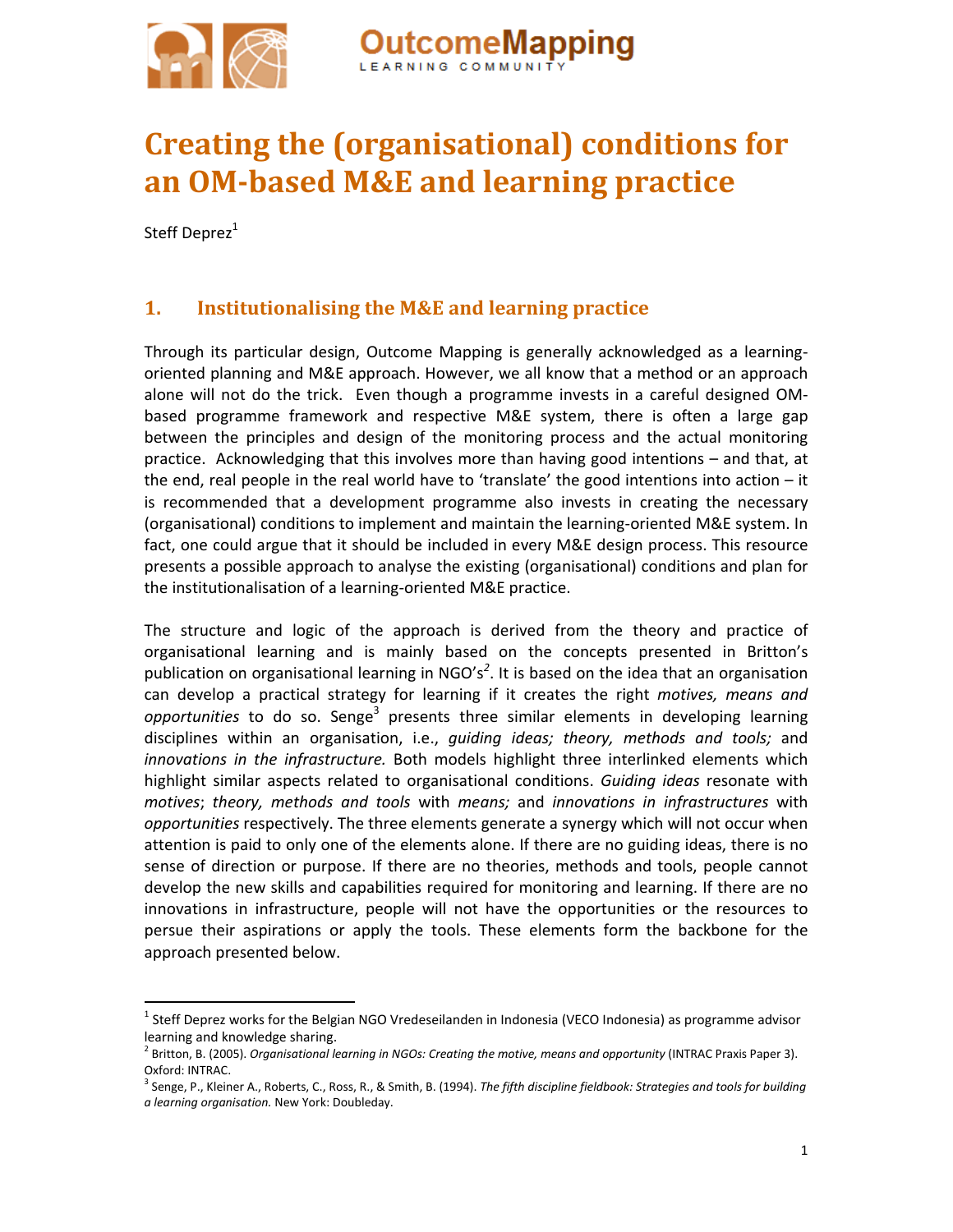# Creating the (organisational) conditions for an OM-based M&E and learning practice

Steff Deprez[1]

## 1. Institutionalising the M&E and learning practice

Through its particular design, Outcome Mapping is generally acknowledged as a learning-oriented planning and M&E approach. However, we all know that a method or an approach alone will not do the trick. Even though a programme invests in a careful designed OM-based programme framework and respective M&E system, there is often a large gap between the principles and design of the monitoring process and the actual monitoring practice. Acknowledging that this involves more than having good intentions – and that, at the end, real people in the real world have to 'translate' the good intentions into action – it is recommended that a development programme also invests in creating the necessary (organisational) conditions to implement and maintain the learning-oriented M&E system. In fact, one could argue that it should be included in every M&E design process. This resource presents a possible approach to analyse the existing (organisational) conditions and plan for the institutionalisation of a learning-oriented M&E practice.

The structure and logic of the approach is derived from the theory and practice of organisational learning and is mainly based on the concepts presented in Britton's publication on organisational learning in NGO's[2]. It is based on the idea that an organisation can develop a practical strategy for learning if it creates the right *motives, means and opportunities* to do so. Senge[3] presents three similar elements in developing learning disciplines within an organisation, i.e., *guiding ideas; theory, methods and tools;* and *innovations in the infrastructure.* Both models highlight three interlinked elements which highlight similar aspects related to organisational conditions. *Guiding ideas* resonate with *motives*; *theory, methods and tools* with *means;* and *innovations in infrastructures* with *opportunities* respectively. The three elements generate a synergy which will not occur when attention is paid to only one of the elements alone. If there are no guiding ideas, there is no sense of direction or purpose. If there are no theories, methods and tools, people cannot develop the new skills and capabilities required for monitoring and learning. If there are no innovations in infrastructure, people will not have the opportunities or the resources to persue their aspirations or apply the tools. These elements form the backbone for the approach presented below.

---

[1] Steff Deprez works for the Belgian NGO Vredeseilanden in Indonesia (VECO Indonesia) as programme advisor learning and knowledge sharing.

[2] Britton, B. (2005). *Organisational learning in NGOs: Creating the motive, means and opportunity* (INTRAC Praxis Paper 3). Oxford: INTRAC.

[3] Senge, P., Kleiner A., Roberts, C., Ross, R., & Smith, B. (1994). *The fifth discipline fieldbook: Strategies and tools for building a learning organisation.* New York: Doubleday.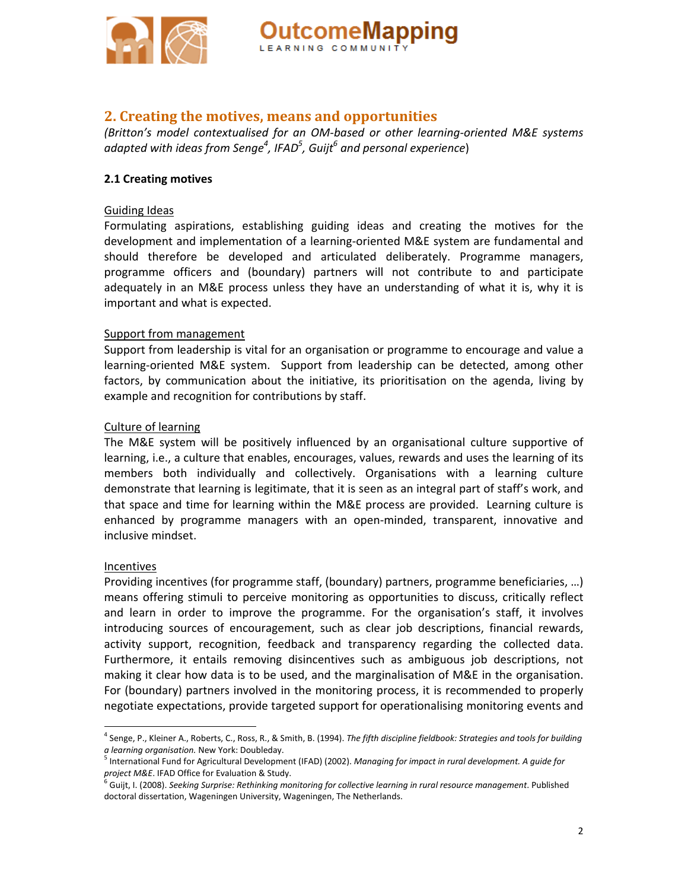## 2. Creating the motives, means and opportunities

*(Britton's model contextualised for an OM-based or other learning-oriented M&E systems adapted with ideas from Senge[4], IFAD[5], Guijt[6] and personal experience*)

### 2.1 Creating motives

Guiding Ideas

Formulating aspirations, establishing guiding ideas and creating the motives for the development and implementation of a learning-oriented M&E system are fundamental and should therefore be developed and articulated deliberately. Programme managers, programme officers and (boundary) partners will not contribute to and participate adequately in an M&E process unless they have an understanding of what it is, why it is important and what is expected.

Support from management

Support from leadership is vital for an organisation or programme to encourage and value a learning-oriented M&E system. Support from leadership can be detected, among other factors, by communication about the initiative, its prioritisation on the agenda, living by example and recognition for contributions by staff.

Culture of learning

The M&E system will be positively influenced by an organisational culture supportive of learning, i.e., a culture that enables, encourages, values, rewards and uses the learning of its members both individually and collectively. Organisations with a learning culture demonstrate that learning is legitimate, that it is seen as an integral part of staff's work, and that space and time for learning within the M&E process are provided. Learning culture is enhanced by programme managers with an open-minded, transparent, innovative and inclusive mindset.

Incentives

Providing incentives (for programme staff, (boundary) partners, programme beneficiaries, …) means offering stimuli to perceive monitoring as opportunities to discuss, critically reflect and learn in order to improve the programme. For the organisation's staff, it involves introducing sources of encouragement, such as clear job descriptions, financial rewards, activity support, recognition, feedback and transparency regarding the collected data. Furthermore, it entails removing disincentives such as ambiguous job descriptions, not making it clear how data is to be used, and the marginalisation of M&E in the organisation. For (boundary) partners involved in the monitoring process, it is recommended to properly negotiate expectations, provide targeted support for operationalising monitoring events and

---

[4] Senge, P., Kleiner A., Roberts, C., Ross, R., & Smith, B. (1994). *The fifth discipline fieldbook: Strategies and tools for building a learning organisation.* New York: Doubleday.

[5] International Fund for Agricultural Development (IFAD) (2002). *Managing for impact in rural development. A guide for project M&E*. IFAD Office for Evaluation & Study.

[6] Guijt, I. (2008). *Seeking Surprise: Rethinking monitoring for collective learning in rural resource management*. Published doctoral dissertation, Wageningen University, Wageningen, The Netherlands.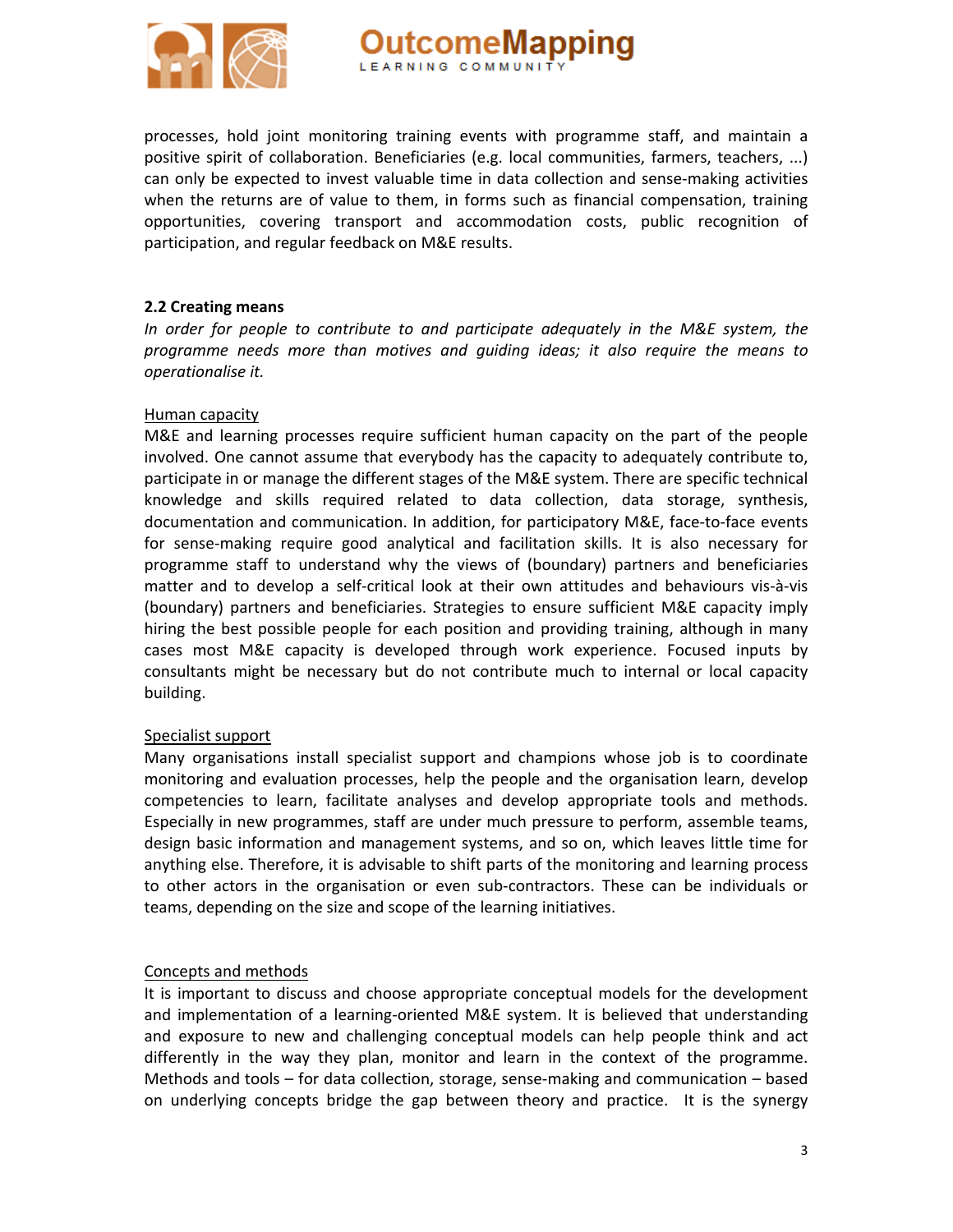processes, hold joint monitoring training events with programme staff, and maintain a positive spirit of collaboration. Beneficiaries (e.g. local communities, farmers, teachers, ...) can only be expected to invest valuable time in data collection and sense-making activities when the returns are of value to them, in forms such as financial compensation, training opportunities, covering transport and accommodation costs, public recognition of participation, and regular feedback on M&E results.

### 2.2 Creating means

*In order for people to contribute to and participate adequately in the M&E system, the programme needs more than motives and guiding ideas; it also require the means to operationalise it.*

<u>Human capacity</u>

M&E and learning processes require sufficient human capacity on the part of the people involved. One cannot assume that everybody has the capacity to adequately contribute to, participate in or manage the different stages of the M&E system. There are specific technical knowledge and skills required related to data collection, data storage, synthesis, documentation and communication. In addition, for participatory M&E, face-to-face events for sense-making require good analytical and facilitation skills. It is also necessary for programme staff to understand why the views of (boundary) partners and beneficiaries matter and to develop a self-critical look at their own attitudes and behaviours vis-à-vis (boundary) partners and beneficiaries. Strategies to ensure sufficient M&E capacity imply hiring the best possible people for each position and providing training, although in many cases most M&E capacity is developed through work experience. Focused inputs by consultants might be necessary but do not contribute much to internal or local capacity building.

<u>Specialist support</u>

Many organisations install specialist support and champions whose job is to coordinate monitoring and evaluation processes, help the people and the organisation learn, develop competencies to learn, facilitate analyses and develop appropriate tools and methods. Especially in new programmes, staff are under much pressure to perform, assemble teams, design basic information and management systems, and so on, which leaves little time for anything else. Therefore, it is advisable to shift parts of the monitoring and learning process to other actors in the organisation or even sub-contractors. These can be individuals or teams, depending on the size and scope of the learning initiatives.

<u>Concepts and methods</u>

It is important to discuss and choose appropriate conceptual models for the development and implementation of a learning-oriented M&E system. It is believed that understanding and exposure to new and challenging conceptual models can help people think and act differently in the way they plan, monitor and learn in the context of the programme. Methods and tools – for data collection, storage, sense-making and communication – based on underlying concepts bridge the gap between theory and practice. It is the synergy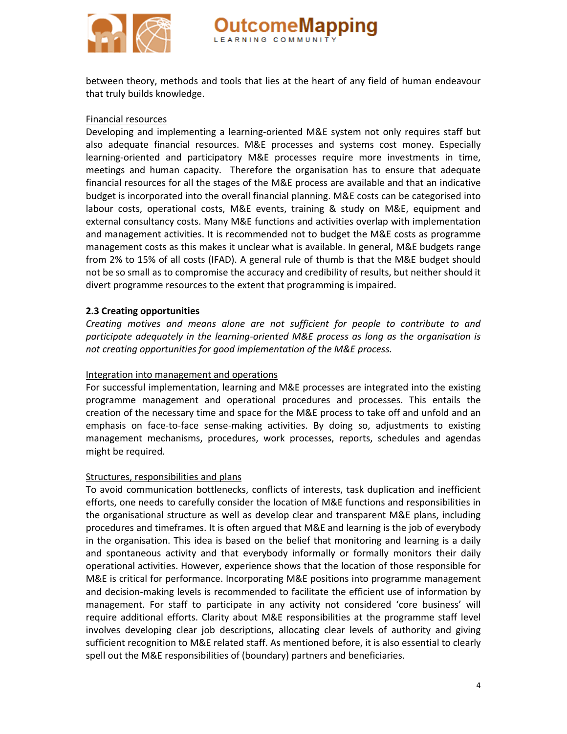between theory, methods and tools that lies at the heart of any field of human endeavour that truly builds knowledge.

<u>Financial resources</u>

Developing and implementing a learning-oriented M&E system not only requires staff but also adequate financial resources. M&E processes and systems cost money. Especially learning-oriented and participatory M&E processes require more investments in time, meetings and human capacity. Therefore the organisation has to ensure that adequate financial resources for all the stages of the M&E process are available and that an indicative budget is incorporated into the overall financial planning. M&E costs can be categorised into labour costs, operational costs, M&E events, training & study on M&E, equipment and external consultancy costs. Many M&E functions and activities overlap with implementation and management activities. It is recommended not to budget the M&E costs as programme management costs as this makes it unclear what is available. In general, M&E budgets range from 2% to 15% of all costs (IFAD). A general rule of thumb is that the M&E budget should not be so small as to compromise the accuracy and credibility of results, but neither should it divert programme resources to the extent that programming is impaired.

### 2.3 Creating opportunities

*Creating motives and means alone are not sufficient for people to contribute to and participate adequately in the learning-oriented M&E process as long as the organisation is not creating opportunities for good implementation of the M&E process.*

<u>Integration into management and operations</u>

For successful implementation, learning and M&E processes are integrated into the existing programme management and operational procedures and processes. This entails the creation of the necessary time and space for the M&E process to take off and unfold and an emphasis on face-to-face sense-making activities. By doing so, adjustments to existing management mechanisms, procedures, work processes, reports, schedules and agendas might be required.

<u>Structures, responsibilities and plans</u>

To avoid communication bottlenecks, conflicts of interests, task duplication and inefficient efforts, one needs to carefully consider the location of M&E functions and responsibilities in the organisational structure as well as develop clear and transparent M&E plans, including procedures and timeframes. It is often argued that M&E and learning is the job of everybody in the organisation. This idea is based on the belief that monitoring and learning is a daily and spontaneous activity and that everybody informally or formally monitors their daily operational activities. However, experience shows that the location of those responsible for M&E is critical for performance. Incorporating M&E positions into programme management and decision-making levels is recommended to facilitate the efficient use of information by management. For staff to participate in any activity not considered 'core business' will require additional efforts. Clarity about M&E responsibilities at the programme staff level involves developing clear job descriptions, allocating clear levels of authority and giving sufficient recognition to M&E related staff. As mentioned before, it is also essential to clearly spell out the M&E responsibilities of (boundary) partners and beneficiaries.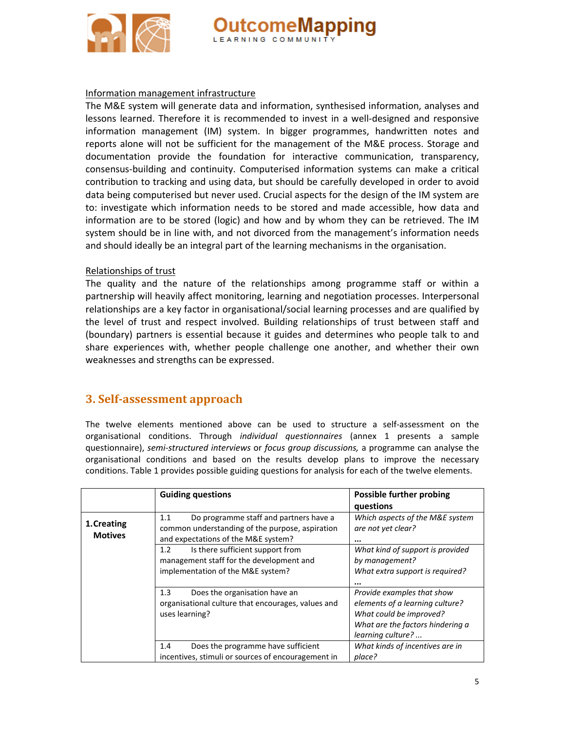Information management infrastructure

The M&E system will generate data and information, synthesised information, analyses and lessons learned. Therefore it is recommended to invest in a well-designed and responsive information management (IM) system. In bigger programmes, handwritten notes and reports alone will not be sufficient for the management of the M&E process. Storage and documentation provide the foundation for interactive communication, transparency, consensus-building and continuity. Computerised information systems can make a critical contribution to tracking and using data, but should be carefully developed in order to avoid data being computerised but never used. Crucial aspects for the design of the IM system are to: investigate which information needs to be stored and made accessible, how data and information are to be stored (logic) and how and by whom they can be retrieved. The IM system should be in line with, and not divorced from the management's information needs and should ideally be an integral part of the learning mechanisms in the organisation.

Relationships of trust

The quality and the nature of the relationships among programme staff or within a partnership will heavily affect monitoring, learning and negotiation processes. Interpersonal relationships are a key factor in organisational/social learning processes and are qualified by the level of trust and respect involved. Building relationships of trust between staff and (boundary) partners is essential because it guides and determines who people talk to and share experiences with, whether people challenge one another, and whether their own weaknesses and strengths can be expressed.

## 3. Self-assessment approach

The twelve elements mentioned above can be used to structure a self-assessment on the organisational conditions. Through *individual questionnaires* (annex 1 presents a sample questionnaire), *semi-structured interviews* or *focus group discussions,* a programme can analyse the organisational conditions and based on the results develop plans to improve the necessary conditions. Table 1 provides possible guiding questions for analysis for each of the twelve elements.

| | **Guiding questions** | **Possible further probing questions** |
|---|---|---|
| **1. Creating Motives** | 1.1 Do programme staff and partners have a common understanding of the purpose, aspiration and expectations of the M&E system? | *Which aspects of the M&E system are not yet clear?* **…** |
| | 1.2 Is there sufficient support from management staff for the development and implementation of the M&E system? | *What kind of support is provided by management?* *What extra support is required?* **…** |
| | 1.3 Does the organisation have an organisational culture that encourages, values and uses learning? | *Provide examples that show elements of a learning culture?* *What could be improved?* *What are the factors hindering a learning culture? …* |
| | 1.4 Does the programme have sufficient incentives, stimuli or sources of encouragement in | *What kinds of incentives are in place?* |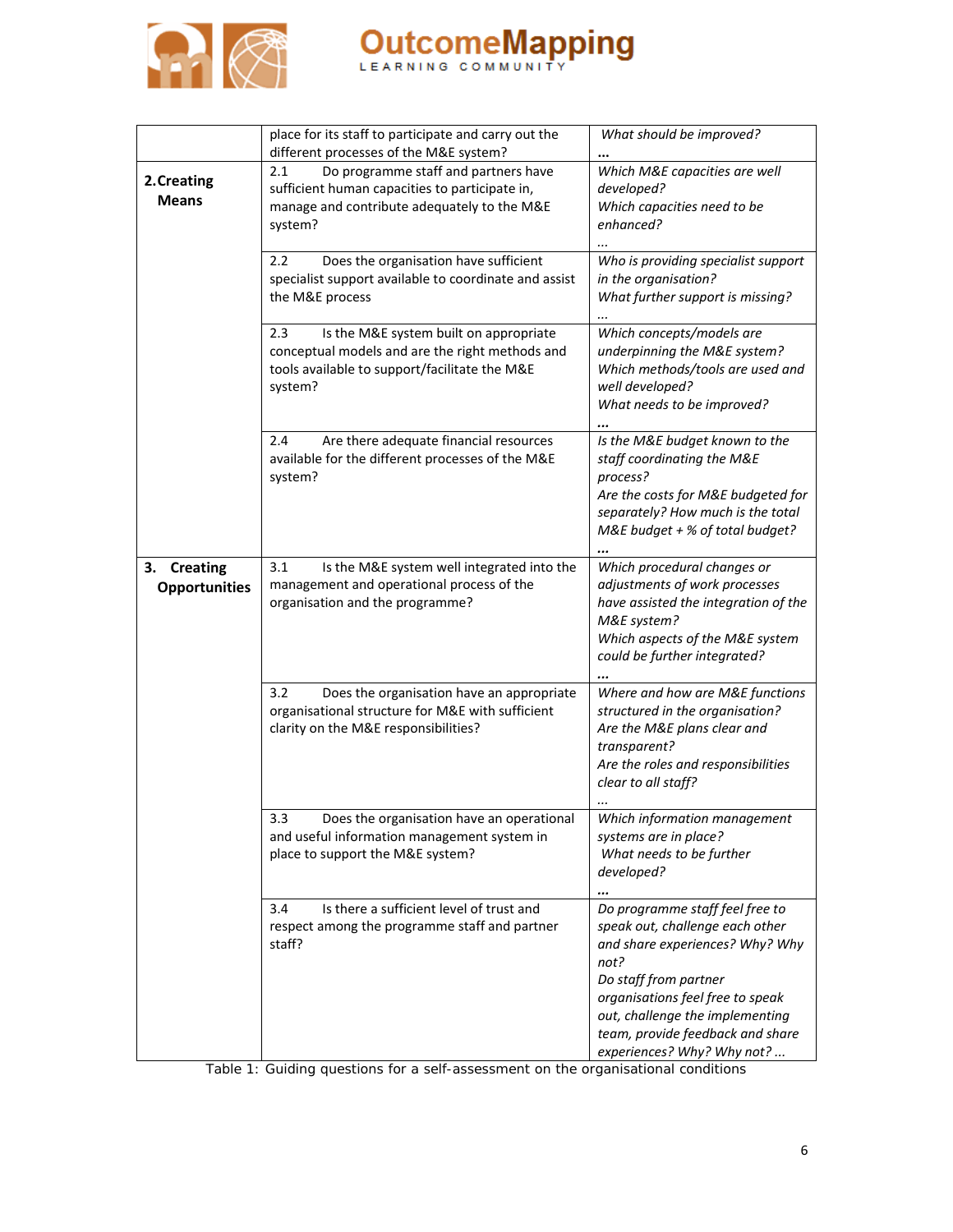| | | |
|---|---|---|
| | place for its staff to participate and carry out the different processes of the M&E system? | *What should be improved?* **…** |
| **2. Creating Means** | 2.1 Do programme staff and partners have sufficient human capacities to participate in, manage and contribute adequately to the M&E system? | *Which M&E capacities are well developed?* *Which capacities need to be enhanced?* *…* |
| | 2.2 Does the organisation have sufficient specialist support available to coordinate and assist the M&E process | *Who is providing specialist support in the organisation?* *What further support is missing?* *…* |
| | 2.3 Is the M&E system built on appropriate conceptual models and are the right methods and tools available to support/facilitate the M&E system? | *Which concepts/models are underpinning the M&E system?* *Which methods/tools are used and well developed?* *What needs to be improved?* **…** |
| | 2.4 Are there adequate financial resources available for the different processes of the M&E system? | *Is the M&E budget known to the staff coordinating the M&E process?* *Are the costs for M&E budgeted for separately? How much is the total M&E budget + % of total budget?* **…** |
| **3. Creating Opportunities** | 3.1 Is the M&E system well integrated into the management and operational process of the organisation and the programme? | *Which procedural changes or adjustments of work processes have assisted the integration of the M&E system?* *Which aspects of the M&E system could be further integrated?* **…** |
| | 3.2 Does the organisation have an appropriate organisational structure for M&E with sufficient clarity on the M&E responsibilities? | *Where and how are M&E functions structured in the organisation?* *Are the M&E plans clear and transparent?* *Are the roles and responsibilities clear to all staff?* *…* |
| | 3.3 Does the organisation have an operational and useful information management system in place to support the M&E system? | *Which information management systems are in place?* *What needs to be further developed?* **…** |
| | 3.4 Is there a sufficient level of trust and respect among the programme staff and partner staff? | *Do programme staff feel free to speak out, challenge each other and share experiences? Why? Why not?* *Do staff from partner organisations feel free to speak out, challenge the implementing team, provide feedback and share experiences? Why? Why not? …* |

Table 1: Guiding questions for a self-assessment on the organisational conditions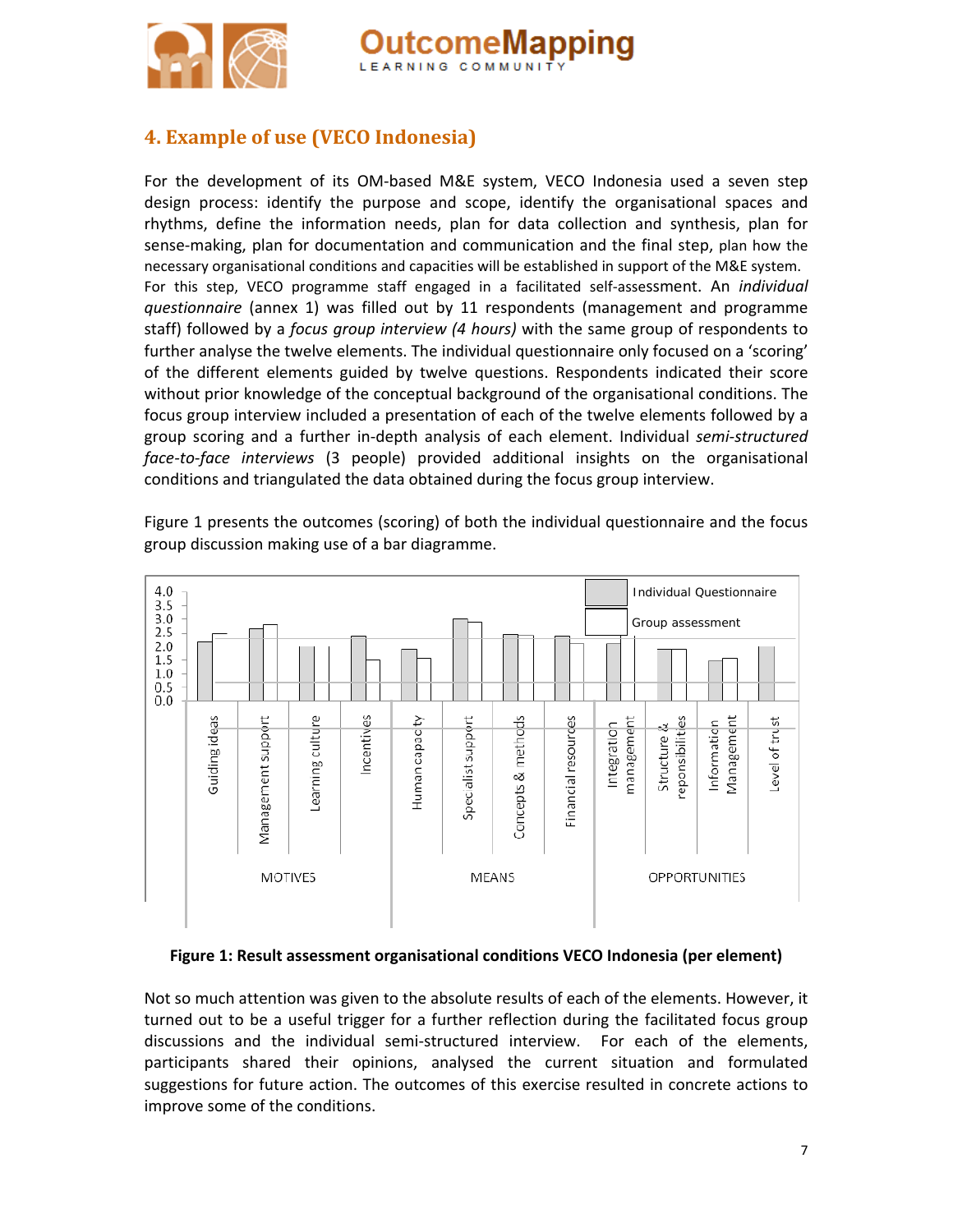## 4. Example of use (VECO Indonesia)

For the development of its OM-based M&E system, VECO Indonesia used a seven step design process: identify the purpose and scope, identify the organisational spaces and rhythms, define the information needs, plan for data collection and synthesis, plan for sense-making, plan for documentation and communication and the final step, plan how the necessary organisational conditions and capacities will be established in support of the M&E system. For this step, VECO programme staff engaged in a facilitated self-assessment. An *individual questionnaire* (annex 1) was filled out by 11 respondents (management and programme staff) followed by a *focus group interview (4 hours)* with the same group of respondents to further analyse the twelve elements. The individual questionnaire only focused on a 'scoring' of the different elements guided by twelve questions. Respondents indicated their score without prior knowledge of the conceptual background of the organisational conditions. The focus group interview included a presentation of each of the twelve elements followed by a group scoring and a further in-depth analysis of each element. Individual *semi-structured face-to-face interviews* (3 people) provided additional insights on the organisational conditions and triangulated the data obtained during the focus group interview.

Figure 1 presents the outcomes (scoring) of both the individual questionnaire and the focus group discussion making use of a bar diagramme.

**Figure 1: Result assessment organisational conditions VECO Indonesia (per element)**

Not so much attention was given to the absolute results of each of the elements. However, it turned out to be a useful trigger for a further reflection during the facilitated focus group discussions and the individual semi-structured interview. For each of the elements, participants shared their opinions, analysed the current situation and formulated suggestions for future action. The outcomes of this exercise resulted in concrete actions to improve some of the conditions.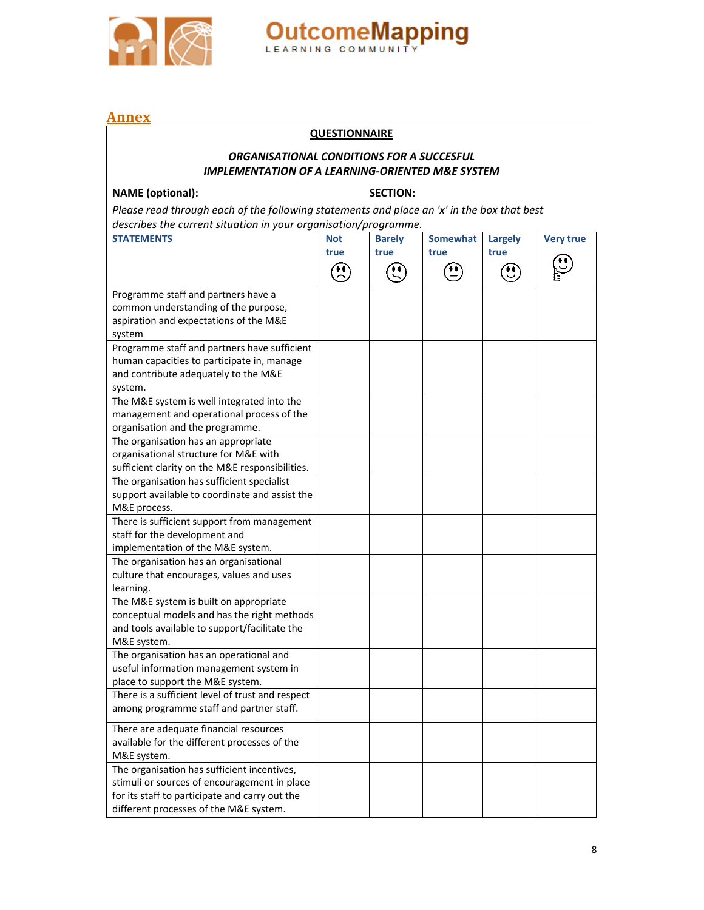## Annex

**QUESTIONNAIRE**

***ORGANISATIONAL CONDITIONS FOR A SUCCESFUL IMPLEMENTATION OF A LEARNING-ORIENTED M&E SYSTEM***

**NAME (optional):** **SECTION:**

*Please read through each of the following statements and place an 'x' in the box that best describes the current situation in your organisation/programme.*

| STATEMENTS | Not true | Barely true | Somewhat true | Largely true | Very true |
|---|---|---|---|---|---|
| Programme staff and partners have a common understanding of the purpose, aspiration and expectations of the M&E system | | | | | |
| Programme staff and partners have sufficient human capacities to participate in, manage and contribute adequately to the M&E system. | | | | | |
| The M&E system is well integrated into the management and operational process of the organisation and the programme. | | | | | |
| The organisation has an appropriate organisational structure for M&E with sufficient clarity on the M&E responsibilities. | | | | | |
| The organisation has sufficient specialist support available to coordinate and assist the M&E process. | | | | | |
| There is sufficient support from management staff for the development and implementation of the M&E system. | | | | | |
| The organisation has an organisational culture that encourages, values and uses learning. | | | | | |
| The M&E system is built on appropriate conceptual models and has the right methods and tools available to support/facilitate the M&E system. | | | | | |
| The organisation has an operational and useful information management system in place to support the M&E system. | | | | | |
| There is a sufficient level of trust and respect among programme staff and partner staff. | | | | | |
| There are adequate financial resources available for the different processes of the M&E system. | | | | | |
| The organisation has sufficient incentives, stimuli or sources of encouragement in place for its staff to participate and carry out the different processes of the M&E system. | | | | | |